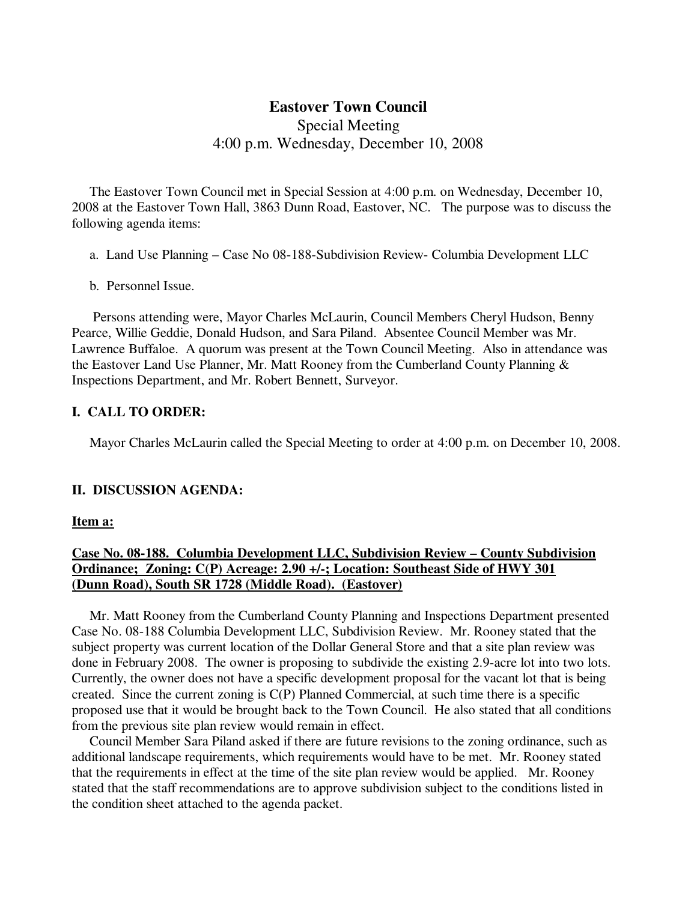# Eastover Town Council

Special Meeting

4:00 p.m. Wednesday, December 10, 2008

The Eastover Town Council met in Special Session at 4:00 p.m. on Wednesday, December 10, 2008 at the Eastover Town Hall, 3863 Dunn Road, Eastover, NC. The purpose was to discuss the following agenda items:

a. Land Use Planning – Case No 08-188-Subdivision Review- Columbia Development LLC

b. Personnel Issue.

Persons attending were, Mayor Charles McLaurin, Council Members Cheryl Hudson, Benny Pearce, Willie Geddie, Donald Hudson, and Sara Piland. Absentee Council Member was Mr. Lawrence Buffaloe. A quorum was present at the Town Council Meeting. Also in attendance was the Eastover Land Use Planner, Mr. Matt Rooney from the Cumberland County Planning & Inspections Department, and Mr. Robert Bennett, Surveyor.

## I. CALL TO ORDER:

Mayor Charles McLaurin called the Special Meeting to order at 4:00 p.m. on December 10, 2008.

## II. DISCUSSION AGENDA:

**Item a:**

**Case No. 08-188. Columbia Development LLC, Subdivision Review – County Subdivision Ordinance; Zoning: C(P) Acreage: 2.90 +/-; Location: Southeast Side of HWY 301 (Dunn Road), South SR 1728 (Middle Road). (Eastover)**

Mr. Matt Rooney from the Cumberland County Planning and Inspections Department presented Case No. 08-188 Columbia Development LLC, Subdivision Review. Mr. Rooney stated that the subject property was current location of the Dollar General Store and that a site plan review was done in February 2008. The owner is proposing to subdivide the existing 2.9-acre lot into two lots. Currently, the owner does not have a specific development proposal for the vacant lot that is being created. Since the current zoning is C(P) Planned Commercial, at such time there is a specific proposed use that it would be brought back to the Town Council. He also stated that all conditions from the previous site plan review would remain in effect.

Council Member Sara Piland asked if there are future revisions to the zoning ordinance, such as additional landscape requirements, which requirements would have to be met. Mr. Rooney stated that the requirements in effect at the time of the site plan review would be applied. Mr. Rooney stated that the staff recommendations are to approve subdivision subject to the conditions listed in the condition sheet attached to the agenda packet.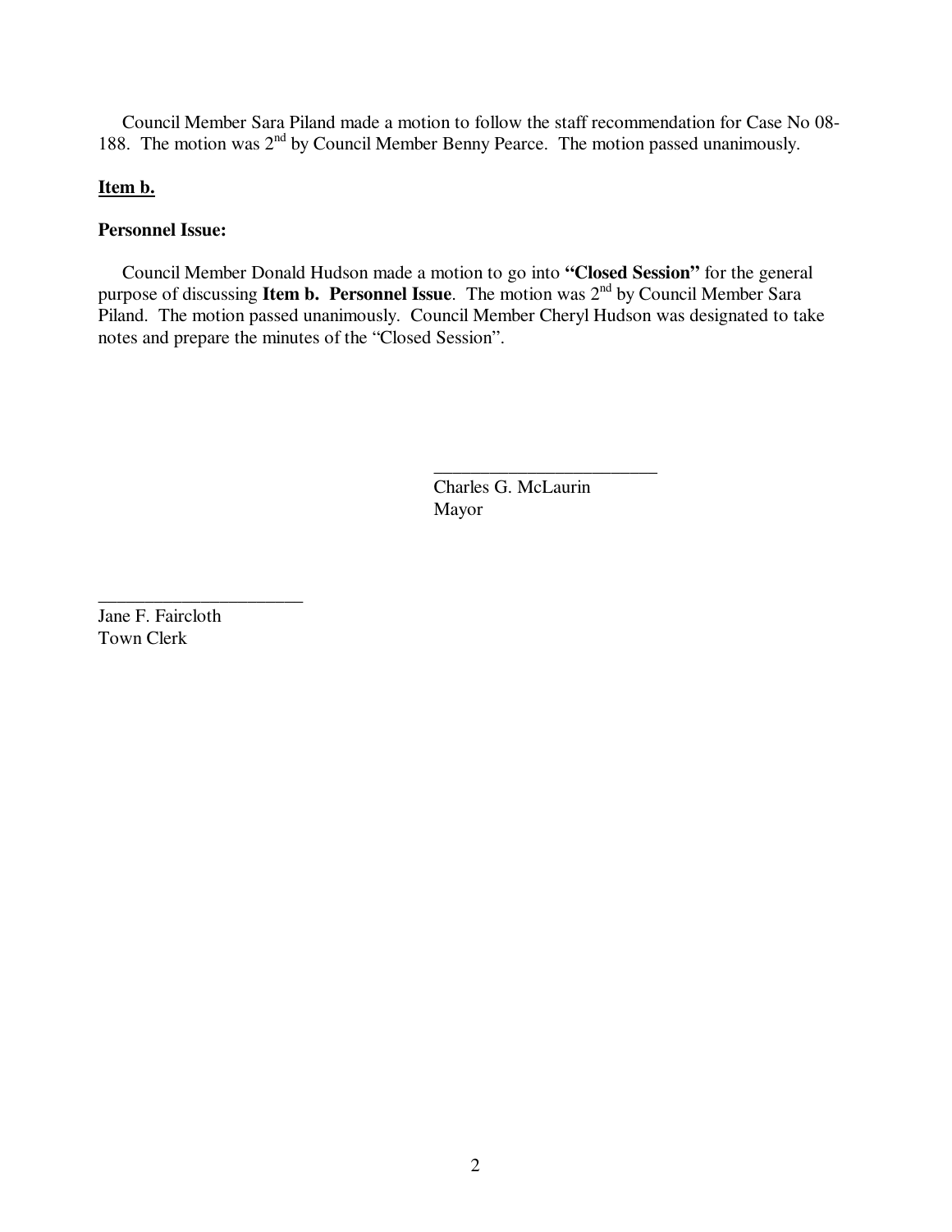Council Member Sara Piland made a motion to follow the staff recommendation for Case No 08-188. The motion was 2nd by Council Member Benny Pearce. The motion passed unanimously.

**Item b.**

**Personnel Issue:**

Council Member Donald Hudson made a motion to go into **"Closed Session"** for the general purpose of discussing **Item b. Personnel Issue**. The motion was 2nd by Council Member Sara Piland. The motion passed unanimously. Council Member Cheryl Hudson was designated to take notes and prepare the minutes of the "Closed Session".

\_\_\_\_\_\_\_\_\_\_\_\_\_\_\_\_\_\_\_\_\_\_\_\_\_
Charles G. McLaurin
Mayor

\_\_\_\_\_\_\_\_\_\_\_\_\_\_\_\_\_\_\_\_\_\_\_
Jane F. Faircloth
Town Clerk